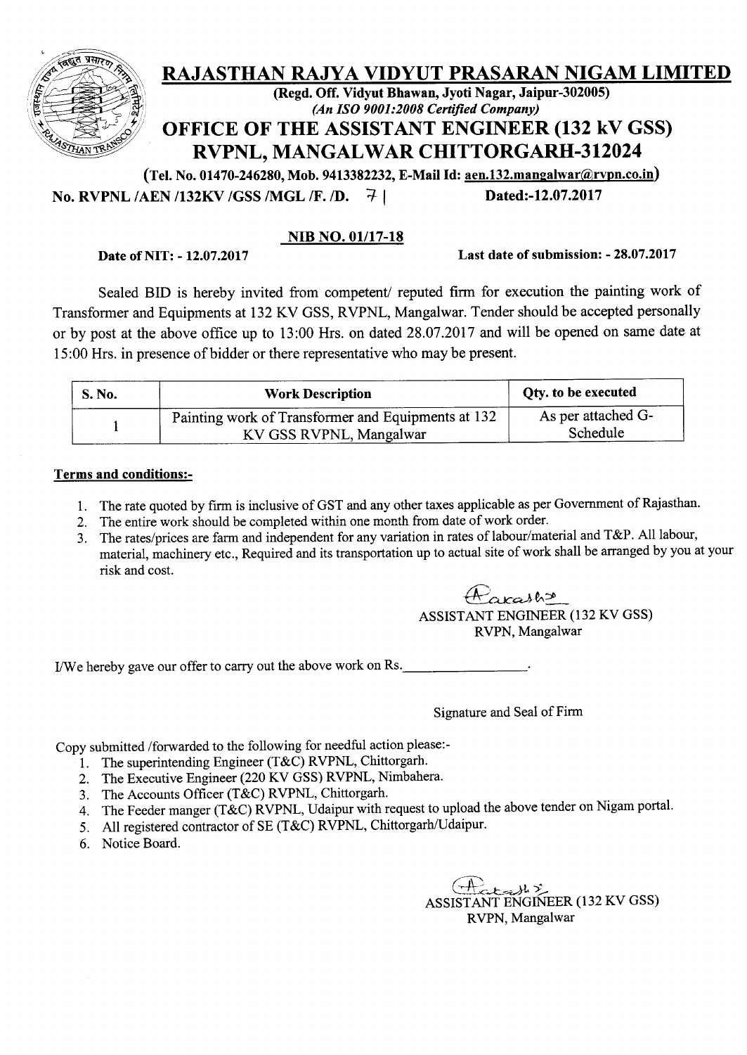# RAJASTHAN RAJYA VIDYUT PRASARAN NIGAM LIMITED

**(Regd. Off. Vidyut Bhawan, Jyoti Nagar, Jaipur-302005)**
***(An ISO 9001:2008 Certified Company)***

## OFFICE OF THE ASSISTANT ENGINEER (132 kV GSS)
## RVPNL, MANGALWAR CHITTORGARH-312024

**(Tel. No. 01470-246280, Mob. 9413382232, E-Mail Id: aen.132.mangalwar@rvpn.co.in)**

**No. RVPNL /AEN /132KV /GSS /MGL /F. /D. 71** **Dated:-12.07.2017**

**NIB NO. 01/17-18**

**Date of NIT: - 12.07.2017** **Last date of submission: - 28.07.2017**

Sealed BID is hereby invited from competent/ reputed firm for execution the painting work of Transformer and Equipments at 132 KV GSS, RVPNL, Mangalwar. Tender should be accepted personally or by post at the above office up to 13:00 Hrs. on dated 28.07.2017 and will be opened on same date at 15:00 Hrs. in presence of bidder or there representative who may be present.

| S. No. | Work Description | Qty. to be executed |
|---|---|---|
| 1 | Painting work of Transformer and Equipments at 132 KV GSS RVPNL, Mangalwar | As per attached G-Schedule |

**Terms and conditions:-**

1. The rate quoted by firm is inclusive of GST and any other taxes applicable as per Government of Rajasthan.
2. The entire work should be completed within one month from date of work order.
3. The rates/prices are farm and independent for any variation in rates of labour/material and T&P. All labour, material, machinery etc., Required and its transportation up to actual site of work shall be arranged by you at your risk and cost.

ASSISTANT ENGINEER (132 KV GSS)
RVPN, Mangalwar

I/We hereby gave our offer to carry out the above work on Rs.\_\_\_\_\_\_\_\_\_\_\_\_\_\_\_\_\_.

Signature and Seal of Firm

Copy submitted /forwarded to the following for needful action please:-

1. The superintending Engineer (T&C) RVPNL, Chittorgarh.
2. The Executive Engineer (220 KV GSS) RVPNL, Nimbahera.
3. The Accounts Officer (T&C) RVPNL, Chittorgarh.
4. The Feeder manger (T&C) RVPNL, Udaipur with request to upload the above tender on Nigam portal.
5. All registered contractor of SE (T&C) RVPNL, Chittorgarh/Udaipur.
6. Notice Board.

ASSISTANT ENGINEER (132 KV GSS)
RVPN, Mangalwar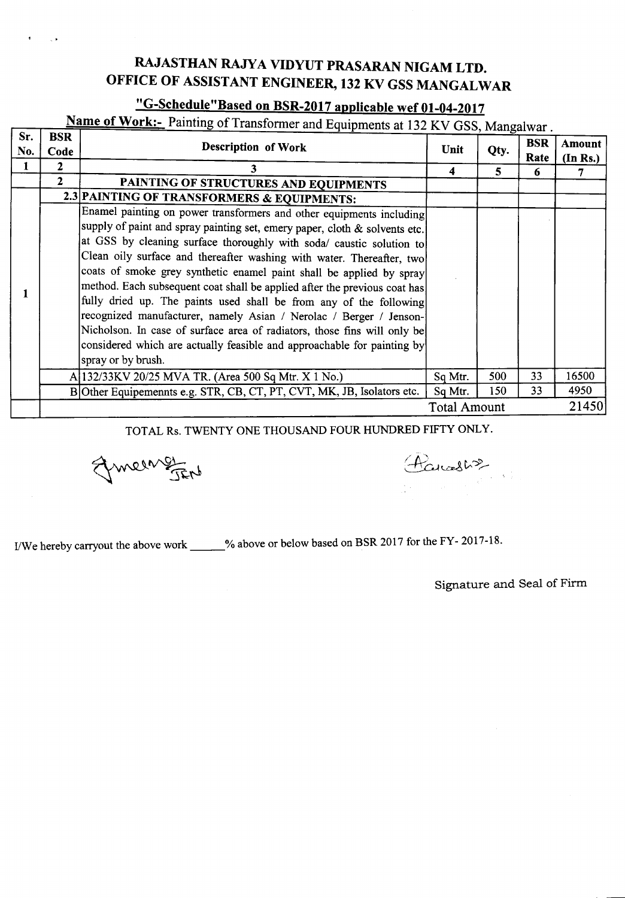# RAJASTHAN RAJYA VIDYUT PRASARAN NIGAM LTD.
# OFFICE OF ASSISTANT ENGINEER, 132 KV GSS MANGALWAR

## "G-Schedule"Based on BSR-2017 applicable wef 01-04-2017

**Name of Work:-** Painting of Transformer and Equipments at 132 KV GSS, Mangalwar .

| Sr. No. | BSR Code | Description of Work | Unit | Qty. | BSR Rate | Amount (In Rs.) |
|---|---|---|---|---|---|---|
| 1 | 2 | 3 | 4 | 5 | 6 | 7 |
| | 2 | **PAINTING OF STRUCTURES AND EQUIPMENTS** | | | | |
| | 2.3 | **PAINTING OF TRANSFORMERS & EQUIPMENTS:** | | | | |
| 1 | | Enamel painting on power transformers and other equipments including supply of paint and spray painting set, emery paper, cloth & solvents etc. at GSS by cleaning surface thoroughly with soda/ caustic solution to Clean oily surface and thereafter washing with water. Thereafter, two coats of smoke grey synthetic enamel paint shall be applied by spray method. Each subsequent coat shall be applied after the previous coat has fully dried up. The paints used shall be from any of the following recognized manufacturer, namely Asian / Nerolac / Berger / Jenson-Nicholson. In case of surface area of radiators, those fins will only be considered which are actually feasible and approachable for painting by spray or by brush. | | | | |
| | A | 132/33KV 20/25 MVA TR. (Area 500 Sq Mtr. X 1 No.) | Sq Mtr. | 500 | 33 | 16500 |
| | B | Other Equipemennts e.g. STR, CB, CT, PT, CVT, MK, JB, Isolators etc. | Sq Mtr. | 150 | 33 | 4950 |
| | | | Total Amount | | | 21450 |

TOTAL Rs. TWENTY ONE THOUSAND FOUR HUNDRED FIFTY ONLY.

I/We hereby carryout the above work ______% above or below based on BSR 2017 for the FY- 2017-18.

Signature and Seal of Firm